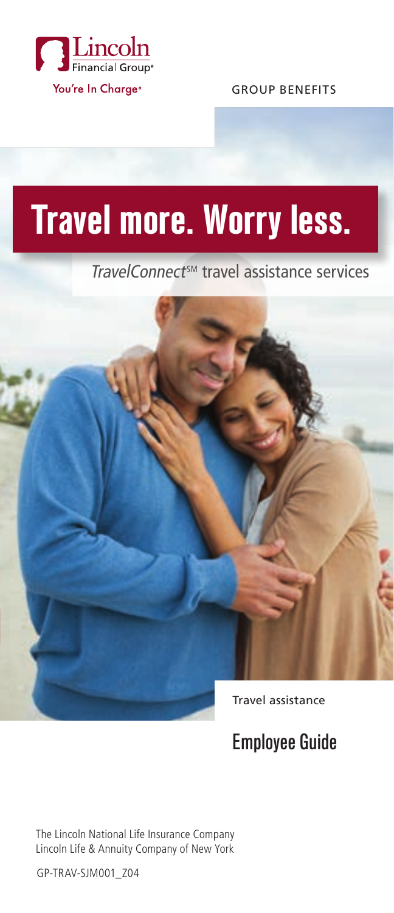Lincoln Financial Group®

You're In Charge®

GROUP BENEFITS

# Travel more. Worry less.

*TravelConnect*℠ travel assistance services

Travel assistance

## Employee Guide

The Lincoln National Life Insurance Company
Lincoln Life & Annuity Company of New York

GP-TRAV-SJM001_Z04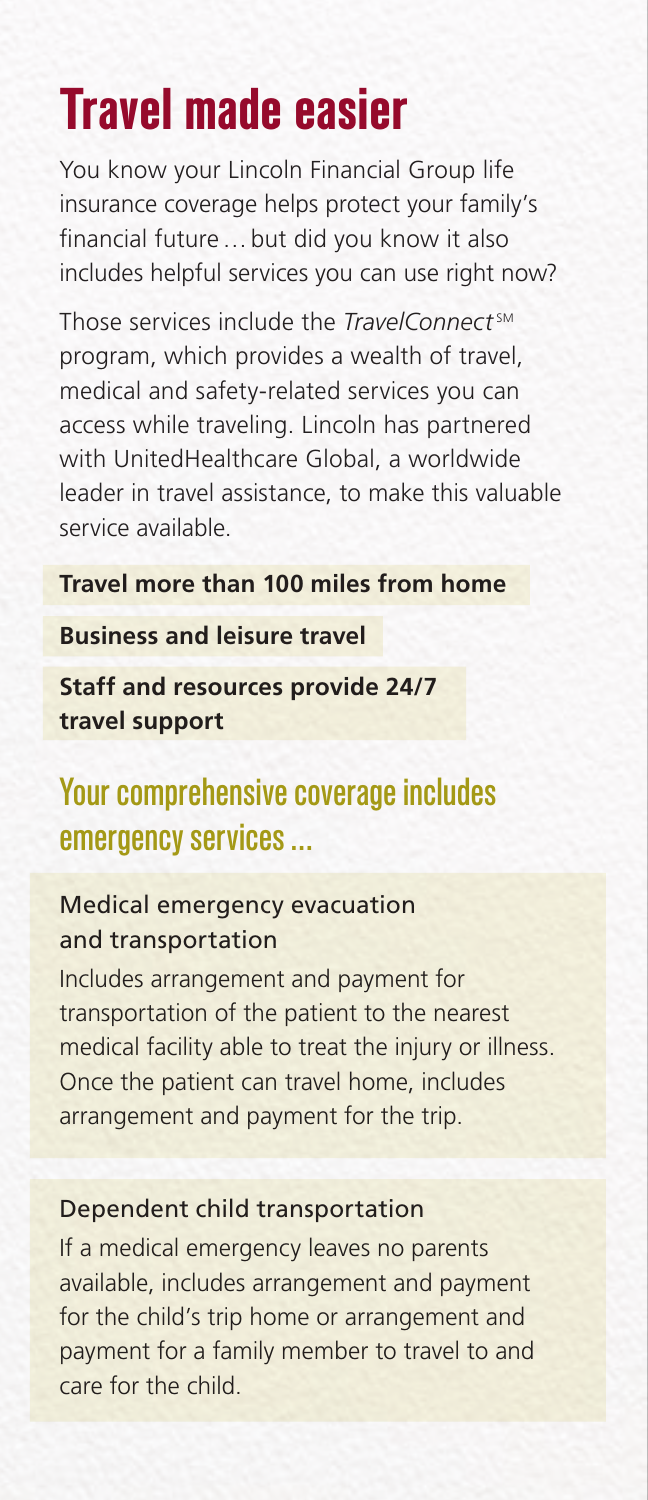# Travel made easier

You know your Lincoln Financial Group life insurance coverage helps protect your family's financial future … but did you know it also includes helpful services you can use right now?

Those services include the *TravelConnect* SM program, which provides a wealth of travel, medical and safety-related services you can access while traveling. Lincoln has partnered with UnitedHealthcare Global, a worldwide leader in travel assistance, to make this valuable service available.

**Travel more than 100 miles from home**

**Business and leisure travel**

**Staff and resources provide 24/7 travel support**

## Your comprehensive coverage includes emergency services ...

### Medical emergency evacuation and transportation

Includes arrangement and payment for transportation of the patient to the nearest medical facility able to treat the injury or illness. Once the patient can travel home, includes arrangement and payment for the trip.

### Dependent child transportation

If a medical emergency leaves no parents available, includes arrangement and payment for the child's trip home or arrangement and payment for a family member to travel to and care for the child.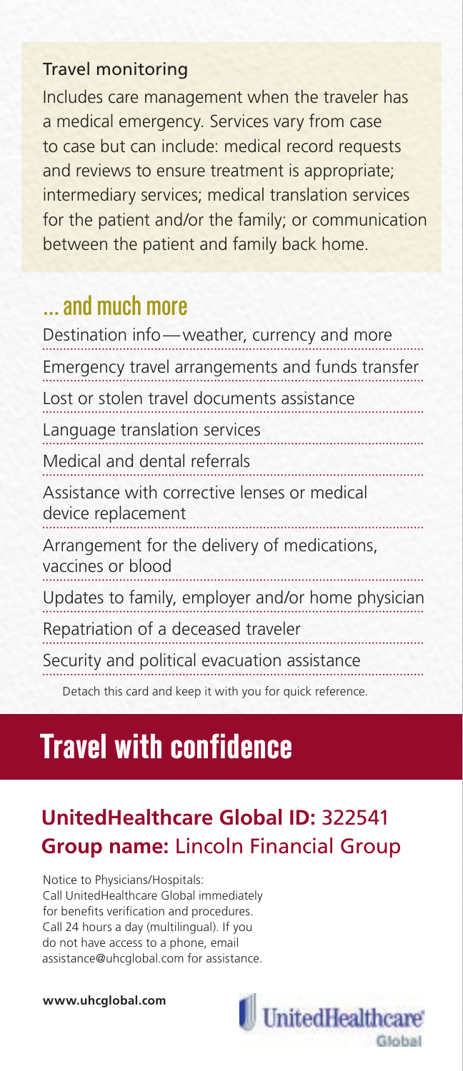### Travel monitoring

Includes care management when the traveler has a medical emergency. Services vary from case to case but can include: medical record requests and reviews to ensure treatment is appropriate; intermediary services; medical translation services for the patient and/or the family; or communication between the patient and family back home.

## ... and much more

- Destination info — weather, currency and more
- Emergency travel arrangements and funds transfer
- Lost or stolen travel documents assistance
- Language translation services
- Medical and dental referrals
- Assistance with corrective lenses or medical device replacement
- Arrangement for the delivery of medications, vaccines or blood
- Updates to family, employer and/or home physician
- Repatriation of a deceased traveler
- Security and political evacuation assistance

Detach this card and keep it with you for quick reference.

# Travel with confidence

## **UnitedHealthcare Global ID:** 322541
## **Group name:** Lincoln Financial Group

Notice to Physicians/Hospitals:
Call UnitedHealthcare Global immediately for benefits verification and procedures. Call 24 hours a day (multilingual). If you do not have access to a phone, email assistance@uhcglobal.com for assistance.

**www.uhcglobal.com**

UnitedHealthcare Global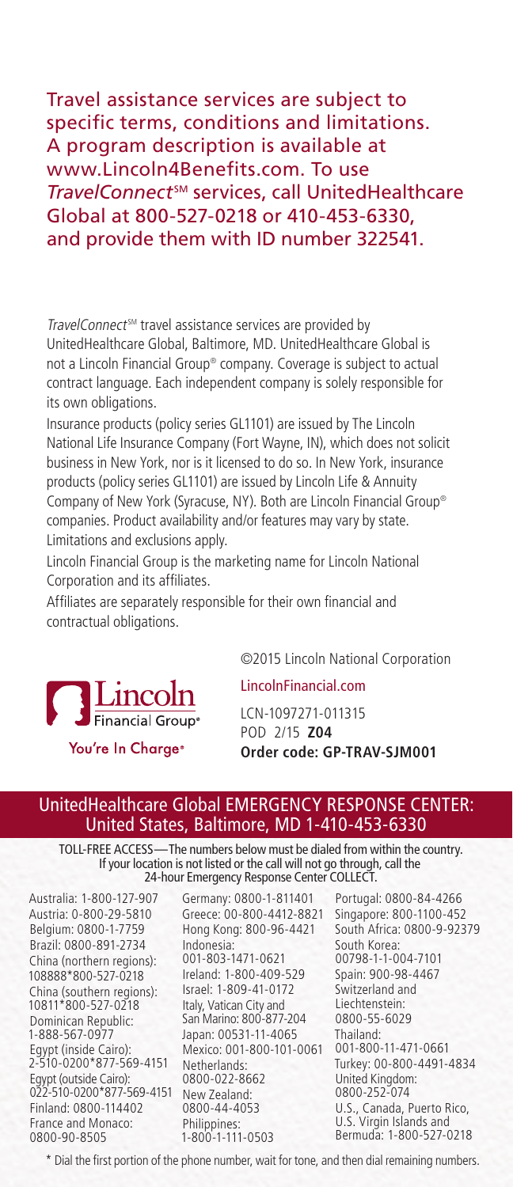Travel assistance services are subject to specific terms, conditions and limitations. A program description is available at www.Lincoln4Benefits.com. To use *TravelConnect*℠ services, call UnitedHealthcare Global at 800-527-0218 or 410-453-6330, and provide them with ID number 322541.

*TravelConnect*℠ travel assistance services are provided by UnitedHealthcare Global, Baltimore, MD. UnitedHealthcare Global is not a Lincoln Financial Group® company. Coverage is subject to actual contract language. Each independent company is solely responsible for its own obligations.

Insurance products (policy series GL1101) are issued by The Lincoln National Life Insurance Company (Fort Wayne, IN), which does not solicit business in New York, nor is it licensed to do so. In New York, insurance products (policy series GL1101) are issued by Lincoln Life & Annuity Company of New York (Syracuse, NY). Both are Lincoln Financial Group® companies. Product availability and/or features may vary by state. Limitations and exclusions apply.

Lincoln Financial Group is the marketing name for Lincoln National Corporation and its affiliates.

Affiliates are separately responsible for their own financial and contractual obligations.

Lincoln Financial Group®
You're In Charge®

©2015 Lincoln National Corporation

LincolnFinancial.com

LCN-1097271-011315
POD 2/15 **Z04**
**Order code: GP-TRAV-SJM001**

## UnitedHealthcare Global EMERGENCY RESPONSE CENTER: United States, Baltimore, MD 1-410-453-6330

TOLL-FREE ACCESS—The numbers below must be dialed from within the country. If your location is not listed or the call will not go through, call the 24-hour Emergency Response Center COLLECT.

Australia: 1-800-127-907
Austria: 0-800-29-5810
Belgium: 0800-1-7759
Brazil: 0800-891-2734
China (northern regions): 108888*800-527-0218
China (southern regions): 10811*800-527-0218
Dominican Republic: 1-888-567-0977
Egypt (inside Cairo): 2-510-0200*877-569-4151
Egypt (outside Cairo): 022-510-0200*877-569-4151
Finland: 0800-114402
France and Monaco: 0800-90-8505
Germany: 0800-1-811401
Greece: 00-800-4412-8821
Hong Kong: 800-96-4421
Indonesia: 001-803-1471-0621
Ireland: 1-800-409-529
Israel: 1-809-41-0172
Italy, Vatican City and San Marino: 800-877-204
Japan: 00531-11-4065
Mexico: 001-800-101-0061
Netherlands: 0800-022-8662
New Zealand: 0800-44-4053
Philippines: 1-800-1-111-0503
Portugal: 0800-84-4266
Singapore: 800-1100-452
South Africa: 0800-9-92379
South Korea: 00798-1-1-004-7101
Spain: 900-98-4467
Switzerland and Liechtenstein: 0800-55-6029
Thailand: 001-800-11-471-0661
Turkey: 00-800-4491-4834
United Kingdom: 0800-252-074
U.S., Canada, Puerto Rico, U.S. Virgin Islands and Bermuda: 1-800-527-0218

* Dial the first portion of the phone number, wait for tone, and then dial remaining numbers.